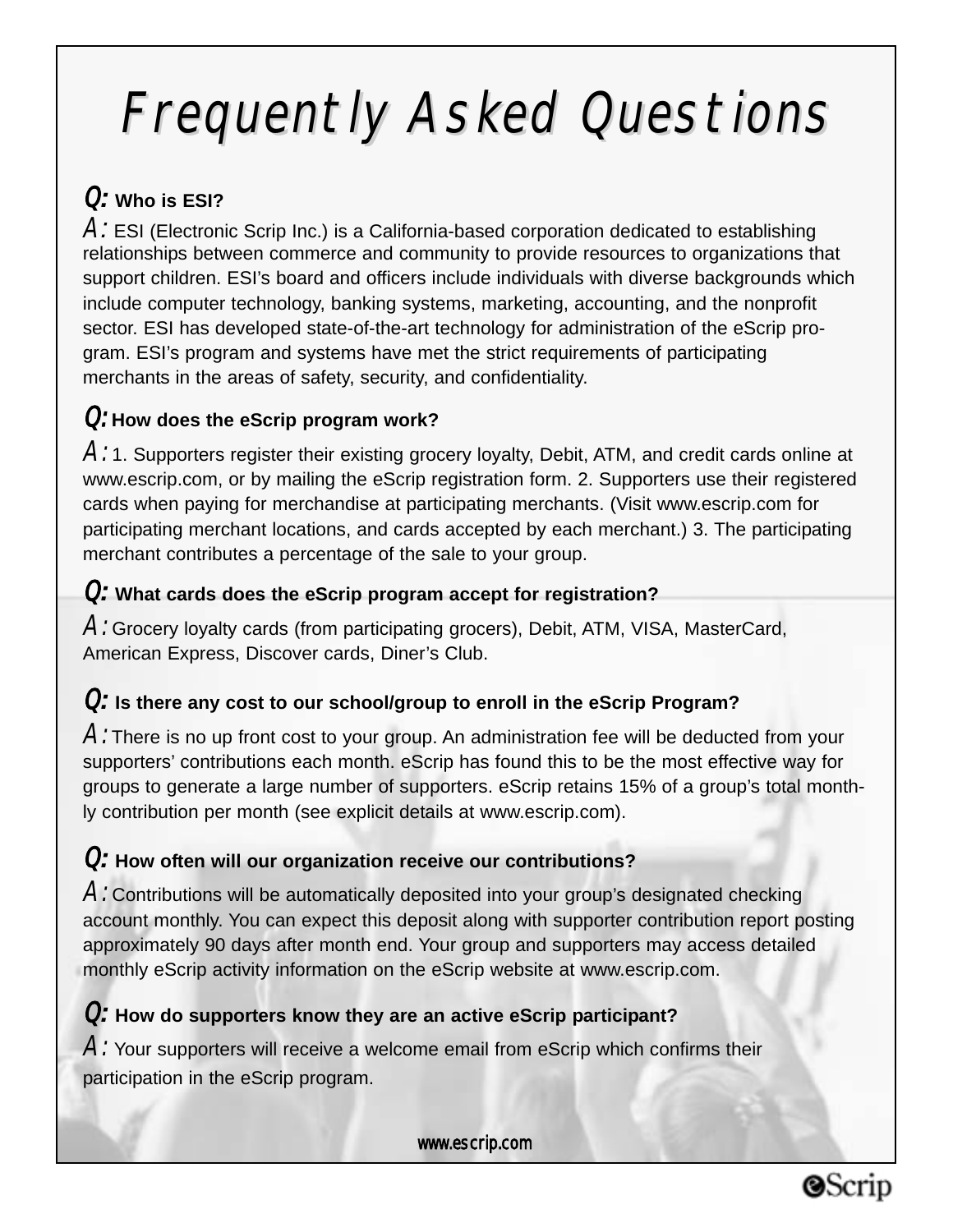# Frequently Asked Questions

***Q:*** **Who is ESI?**

*A:* ESI (Electronic Scrip Inc.) is a California-based corporation dedicated to establishing relationships between commerce and community to provide resources to organizations that support children. ESI's board and officers include individuals with diverse backgrounds which include computer technology, banking systems, marketing, accounting, and the nonprofit sector. ESI has developed state-of-the-art technology for administration of the eScrip program. ESI's program and systems have met the strict requirements of participating merchants in the areas of safety, security, and confidentiality.

***Q:*** **How does the eScrip program work?**

*A:* 1. Supporters register their existing grocery loyalty, Debit, ATM, and credit cards online at www.escrip.com, or by mailing the eScrip registration form. 2. Supporters use their registered cards when paying for merchandise at participating merchants. (Visit www.escrip.com for participating merchant locations, and cards accepted by each merchant.) 3. The participating merchant contributes a percentage of the sale to your group.

***Q:*** **What cards does the eScrip program accept for registration?**

*A:* Grocery loyalty cards (from participating grocers), Debit, ATM, VISA, MasterCard, American Express, Discover cards, Diner's Club.

***Q:*** **Is there any cost to our school/group to enroll in the eScrip Program?**

*A:* There is no up front cost to your group. An administration fee will be deducted from your supporters' contributions each month. eScrip has found this to be the most effective way for groups to generate a large number of supporters. eScrip retains 15% of a group's total monthly contribution per month (see explicit details at www.escrip.com).

***Q:*** **How often will our organization receive our contributions?**

*A:* Contributions will be automatically deposited into your group's designated checking account monthly. You can expect this deposit along with supporter contribution report posting approximately 90 days after month end. Your group and supporters may access detailed monthly eScrip activity information on the eScrip website at www.escrip.com.

***Q:*** **How do supporters know they are an active eScrip participant?**

*A:* Your supporters will receive a welcome email from eScrip which confirms their participation in the eScrip program.

www.escrip.com

eScrip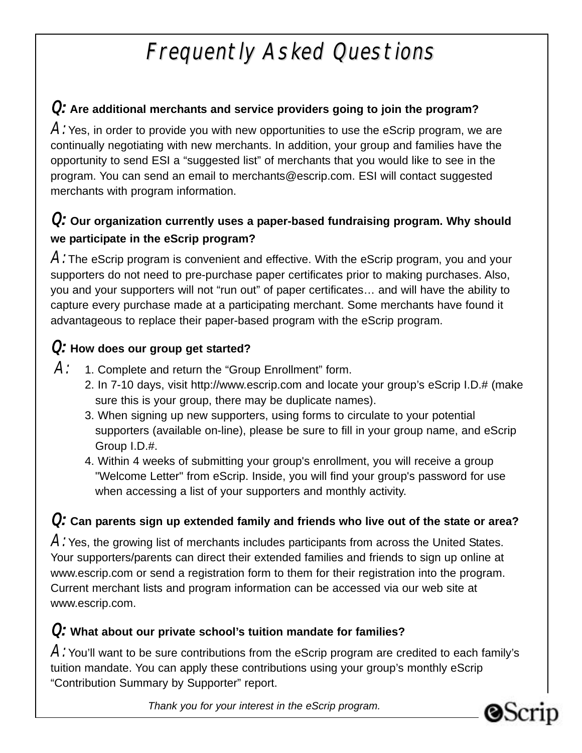# Frequently Asked Questions

**Q: Are additional merchants and service providers going to join the program?**

A: Yes, in order to provide you with new opportunities to use the eScrip program, we are continually negotiating with new merchants. In addition, your group and families have the opportunity to send ESI a "suggested list" of merchants that you would like to see in the program. You can send an email to merchants@escrip.com. ESI will contact suggested merchants with program information.

**Q: Our organization currently uses a paper-based fundraising program. Why should we participate in the eScrip program?**

A: The eScrip program is convenient and effective. With the eScrip program, you and your supporters do not need to pre-purchase paper certificates prior to making purchases. Also, you and your supporters will not "run out" of paper certificates… and will have the ability to capture every purchase made at a participating merchant. Some merchants have found it advantageous to replace their paper-based program with the eScrip program.

**Q: How does our group get started?**

A:
1. Complete and return the "Group Enrollment" form.
2. In 7-10 days, visit http://www.escrip.com and locate your group's eScrip I.D.# (make sure this is your group, there may be duplicate names).
3. When signing up new supporters, using forms to circulate to your potential supporters (available on-line), please be sure to fill in your group name, and eScrip Group I.D.#.
4. Within 4 weeks of submitting your group's enrollment, you will receive a group "Welcome Letter" from eScrip. Inside, you will find your group's password for use when accessing a list of your supporters and monthly activity.

**Q: Can parents sign up extended family and friends who live out of the state or area?**

A: Yes, the growing list of merchants includes participants from across the United States. Your supporters/parents can direct their extended families and friends to sign up online at www.escrip.com or send a registration form to them for their registration into the program. Current merchant lists and program information can be accessed via our web site at www.escrip.com.

**Q: What about our private school's tuition mandate for families?**

A: You'll want to be sure contributions from the eScrip program are credited to each family's tuition mandate. You can apply these contributions using your group's monthly eScrip "Contribution Summary by Supporter" report.

*Thank you for your interest in the eScrip program.*

eScrip